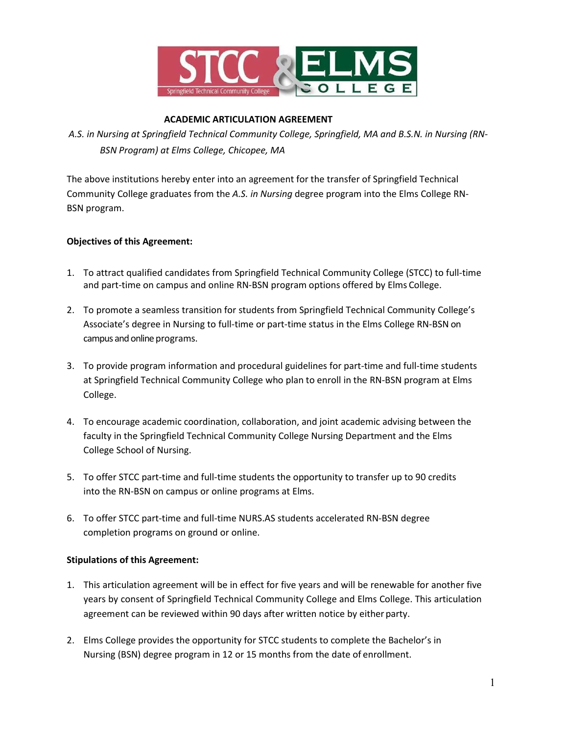# ACADEMIC ARTICULATION AGREEMENT

*A.S. in Nursing at Springfield Technical Community College, Springfield, MA and B.S.N. in Nursing (RN-BSN Program) at Elms College, Chicopee, MA*

The above institutions hereby enter into an agreement for the transfer of Springfield Technical Community College graduates from the *A.S. in Nursing* degree program into the Elms College RN-BSN program.

**Objectives of this Agreement:**

1. To attract qualified candidates from Springfield Technical Community College (STCC) to full-time and part-time on campus and online RN-BSN program options offered by Elms College.

2. To promote a seamless transition for students from Springfield Technical Community College's Associate's degree in Nursing to full-time or part-time status in the Elms College RN-BSN on campus and online programs.

3. To provide program information and procedural guidelines for part-time and full-time students at Springfield Technical Community College who plan to enroll in the RN-BSN program at Elms College.

4. To encourage academic coordination, collaboration, and joint academic advising between the faculty in the Springfield Technical Community College Nursing Department and the Elms College School of Nursing.

5. To offer STCC part-time and full-time students the opportunity to transfer up to 90 credits into the RN-BSN on campus or online programs at Elms.

6. To offer STCC part-time and full-time NURS.AS students accelerated RN-BSN degree completion programs on ground or online.

**Stipulations of this Agreement:**

1. This articulation agreement will be in effect for five years and will be renewable for another five years by consent of Springfield Technical Community College and Elms College. This articulation agreement can be reviewed within 90 days after written notice by either party.

2. Elms College provides the opportunity for STCC students to complete the Bachelor's in Nursing (BSN) degree program in 12 or 15 months from the date of enrollment.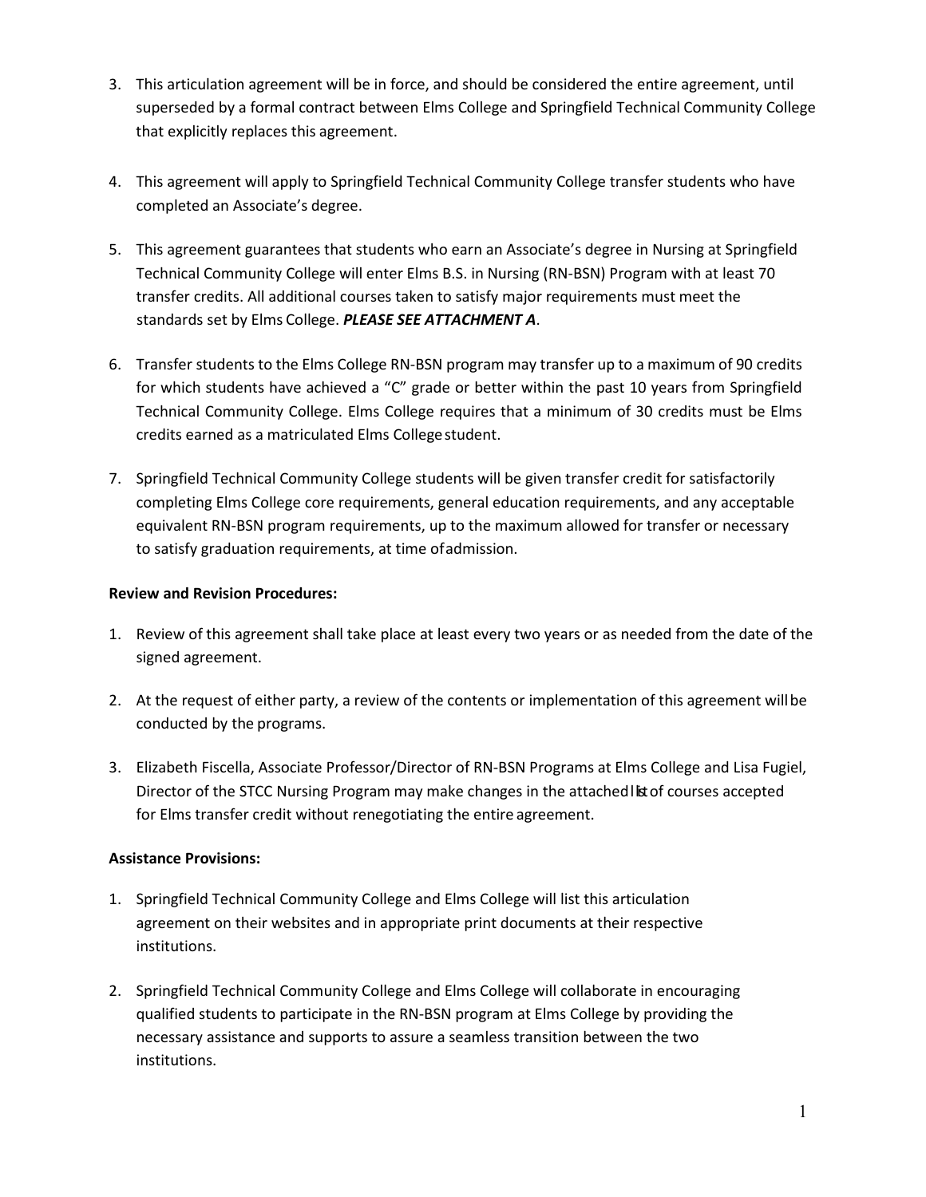3. This articulation agreement will be in force, and should be considered the entire agreement, until superseded by a formal contract between Elms College and Springfield Technical Community College that explicitly replaces this agreement.

4. This agreement will apply to Springfield Technical Community College transfer students who have completed an Associate's degree.

5. This agreement guarantees that students who earn an Associate's degree in Nursing at Springfield Technical Community College will enter Elms B.S. in Nursing (RN-BSN) Program with at least 70 transfer credits. All additional courses taken to satisfy major requirements must meet the standards set by Elms College. ***PLEASE SEE ATTACHMENT A***.

6. Transfer students to the Elms College RN-BSN program may transfer up to a maximum of 90 credits for which students have achieved a "C" grade or better within the past 10 years from Springfield Technical Community College. Elms College requires that a minimum of 30 credits must be Elms credits earned as a matriculated Elms College student.

7. Springfield Technical Community College students will be given transfer credit for satisfactorily completing Elms College core requirements, general education requirements, and any acceptable equivalent RN-BSN program requirements, up to the maximum allowed for transfer or necessary to satisfy graduation requirements, at time of admission.

**Review and Revision Procedures:**

1. Review of this agreement shall take place at least every two years or as needed from the date of the signed agreement.

2. At the request of either party, a review of the contents or implementation of this agreement will be conducted by the programs.

3. Elizabeth Fiscella, Associate Professor/Director of RN-BSN Programs at Elms College and Lisa Fugiel, Director of the STCC Nursing Program may make changes in the attached list of courses accepted for Elms transfer credit without renegotiating the entire agreement.

**Assistance Provisions:**

1. Springfield Technical Community College and Elms College will list this articulation agreement on their websites and in appropriate print documents at their respective institutions.

2. Springfield Technical Community College and Elms College will collaborate in encouraging qualified students to participate in the RN-BSN program at Elms College by providing the necessary assistance and supports to assure a seamless transition between the two institutions.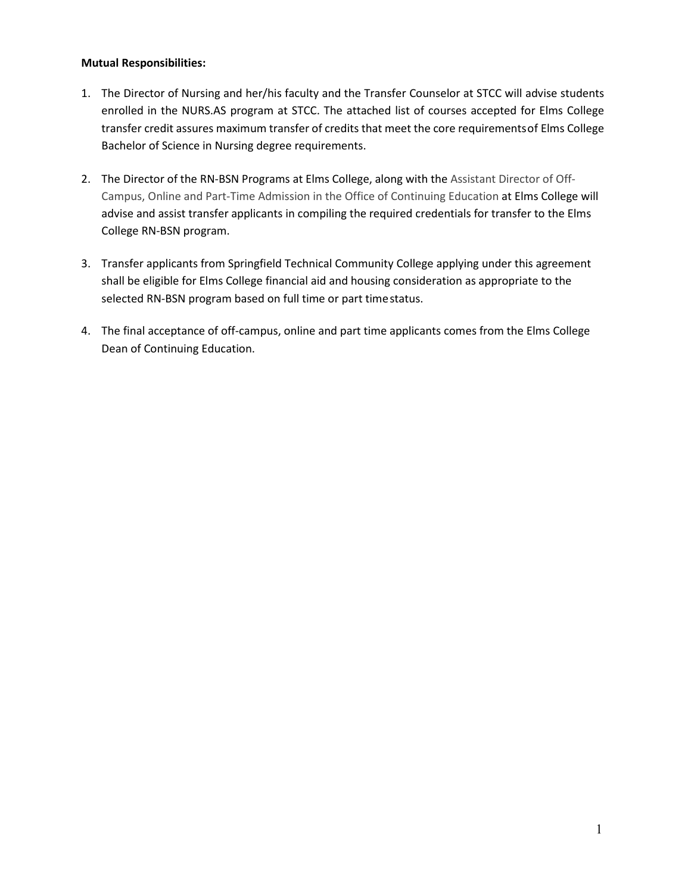**Mutual Responsibilities:**

1. The Director of Nursing and her/his faculty and the Transfer Counselor at STCC will advise students enrolled in the NURS.AS program at STCC. The attached list of courses accepted for Elms College transfer credit assures maximum transfer of credits that meet the core requirements of Elms College Bachelor of Science in Nursing degree requirements.

2. The Director of the RN-BSN Programs at Elms College, along with the Assistant Director of Off-Campus, Online and Part-Time Admission in the Office of Continuing Education at Elms College will advise and assist transfer applicants in compiling the required credentials for transfer to the Elms College RN-BSN program.

3. Transfer applicants from Springfield Technical Community College applying under this agreement shall be eligible for Elms College financial aid and housing consideration as appropriate to the selected RN-BSN program based on full time or part time status.

4. The final acceptance of off-campus, online and part time applicants comes from the Elms College Dean of Continuing Education.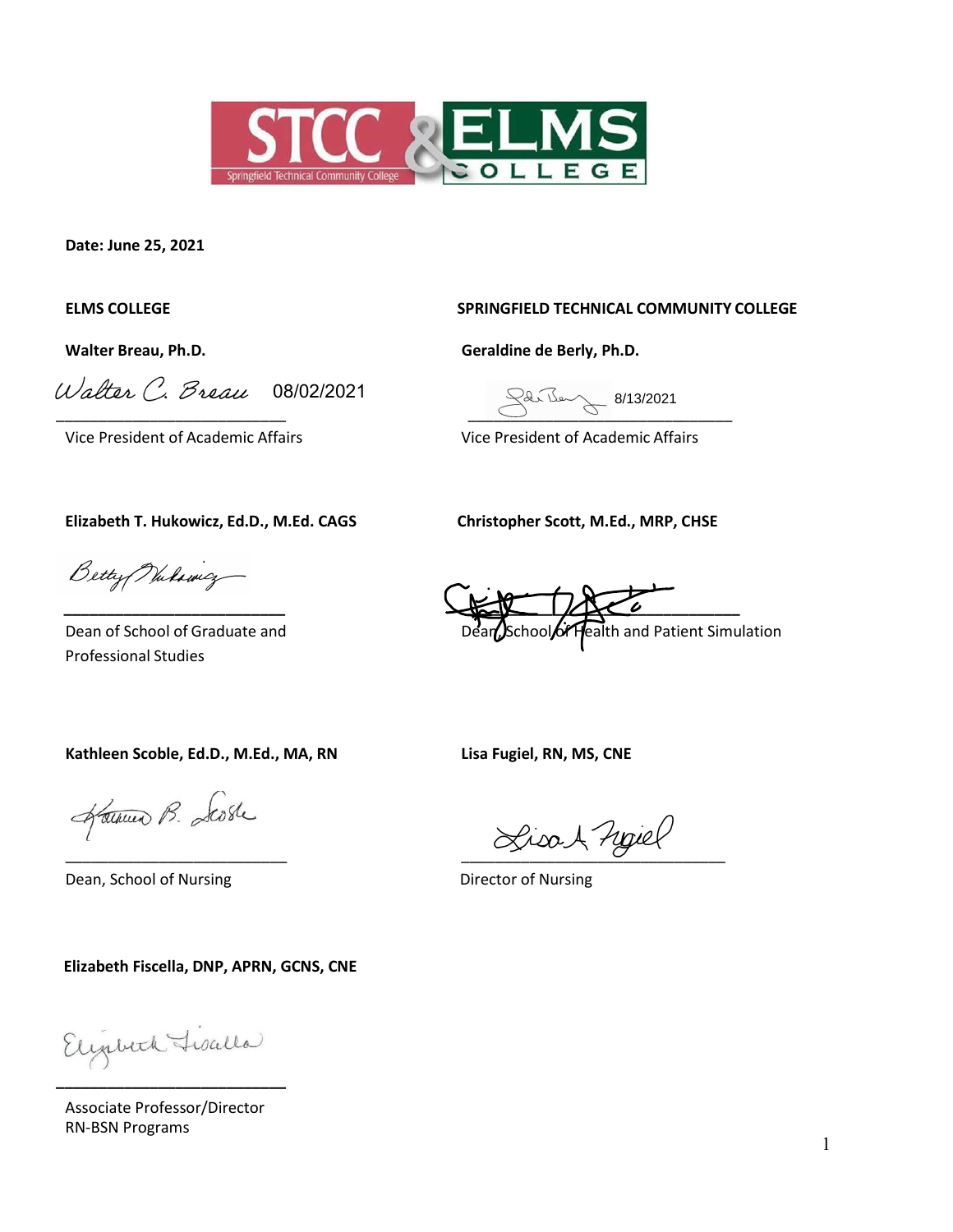Date: June 25, 2021

**ELMS COLLEGE**

**Walter Breau, Ph.D.**

Walter C. Breau 08/02/2021

Vice President of Academic Affairs

**Elizabeth T. Hukowicz, Ed.D., M.Ed. CAGS**

Dean of School of Graduate and Professional Studies

**Kathleen Scoble, Ed.D., M.Ed., MA, RN**

Dean, School of Nursing

**Elizabeth Fiscella, DNP, APRN, GCNS, CNE**

Associate Professor/Director RN-BSN Programs

**SPRINGFIELD TECHNICAL COMMUNITY COLLEGE**

**Geraldine de Berly, Ph.D.**

8/13/2021

Vice President of Academic Affairs

**Christopher Scott, M.Ed., MRP, CHSE**

Dean School of Health and Patient Simulation

**Lisa Fugiel, RN, MS, CNE**

Director of Nursing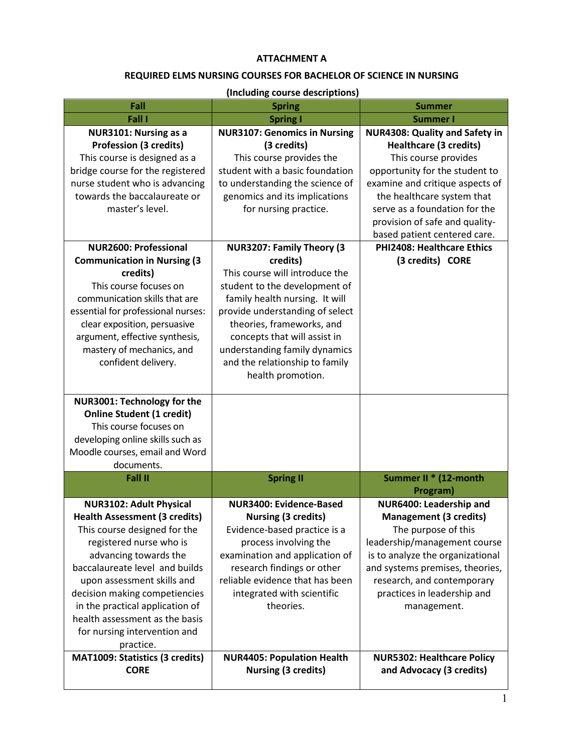**ATTACHMENT A**

**REQUIRED ELMS NURSING COURSES FOR BACHELOR OF SCIENCE IN NURSING**

**(Including course descriptions)**

| Fall | Spring | Summer |
|---|---|---|
| **Fall I** | **Spring I** | **Summer I** |
| **NUR3101: Nursing as a Profession (3 credits)** This course is designed as a bridge course for the registered nurse student who is advancing towards the baccalaureate or master's level. | **NUR3107: Genomics in Nursing (3 credits)** This course provides the student with a basic foundation to understanding the science of genomics and its implications for nursing practice. | **NUR4308: Quality and Safety in Healthcare (3 credits)** This course provides opportunity for the student to examine and critique aspects of the healthcare system that serve as a foundation for the provision of safe and quality-based patient centered care. |
| **NUR2600: Professional Communication in Nursing (3 credits)** This course focuses on communication skills that are essential for professional nurses: clear exposition, persuasive argument, effective synthesis, mastery of mechanics, and confident delivery. | **NUR3207: Family Theory (3 credits)** This course will introduce the student to the development of family health nursing. It will provide understanding of select theories, frameworks, and concepts that will assist in understanding family dynamics and the relationship to family health promotion. | **PHI2408: Healthcare Ethics (3 credits) CORE** |
| **NUR3001: Technology for the Online Student (1 credit)** This course focuses on developing online skills such as Moodle courses, email and Word documents. | | |
| **Fall II** | **Spring II** | **Summer II \* (12-month Program)** |
| **NUR3102: Adult Physical Health Assessment (3 credits)** This course designed for the registered nurse who is advancing towards the baccalaureate level and builds upon assessment skills and decision making competencies in the practical application of health assessment as the basis for nursing intervention and practice. | **NUR3400: Evidence-Based Nursing (3 credits)** Evidence-based practice is a process involving the examination and application of research findings or other reliable evidence that has been integrated with scientific theories. | **NUR6400: Leadership and Management (3 credits)** The purpose of this leadership/management course is to analyze the organizational and systems premises, theories, research, and contemporary practices in leadership and management. |
| **MAT1009: Statistics (3 credits) CORE** | **NUR4405: Population Health Nursing (3 credits)** | **NUR5302: Healthcare Policy and Advocacy (3 credits)** |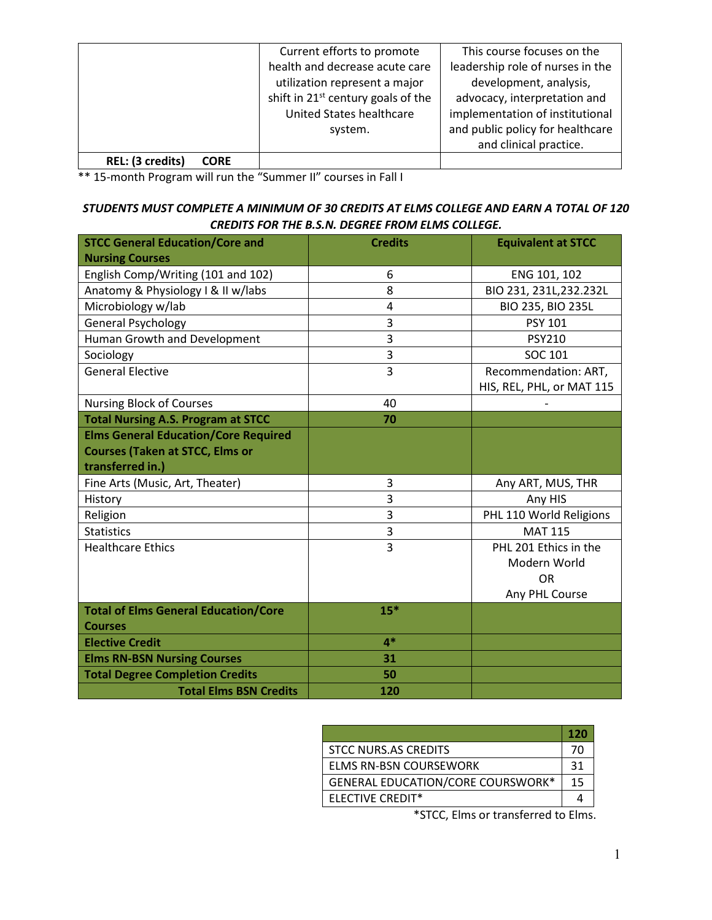| | | |
|---|---|---|
| | Current efforts to promote health and decrease acute care utilization represent a major shift in 21st century goals of the United States healthcare system. | This course focuses on the leadership role of nurses in the development, analysis, advocacy, interpretation and implementation of institutional and public policy for healthcare and clinical practice. |
| **REL: (3 credits) CORE** | | |

** 15-month Program will run the "Summer II" courses in Fall I

***STUDENTS MUST COMPLETE A MINIMUM OF 30 CREDITS AT ELMS COLLEGE AND EARN A TOTAL OF 120 CREDITS FOR THE B.S.N. DEGREE FROM ELMS COLLEGE.***

| **STCC General Education/Core and Nursing Courses** | **Credits** | **Equivalent at STCC** |
|---|---|---|
| English Comp/Writing (101 and 102) | 6 | ENG 101, 102 |
| Anatomy & Physiology I & II w/labs | 8 | BIO 231, 231L,232.232L |
| Microbiology w/lab | 4 | BIO 235, BIO 235L |
| General Psychology | 3 | PSY 101 |
| Human Growth and Development | 3 | PSY210 |
| Sociology | 3 | SOC 101 |
| General Elective | 3 | Recommendation: ART, HIS, REL, PHL, or MAT 115 |
| Nursing Block of Courses | 40 | - |
| **Total Nursing A.S. Program at STCC** | **70** | |
| **Elms General Education/Core Required Courses (Taken at STCC, Elms or transferred in.)** | | |
| Fine Arts (Music, Art, Theater) | 3 | Any ART, MUS, THR |
| History | 3 | Any HIS |
| Religion | 3 | PHL 110 World Religions |
| Statistics | 3 | MAT 115 |
| Healthcare Ethics | 3 | PHL 201 Ethics in the Modern World OR Any PHL Course |
| **Total of Elms General Education/Core Courses** | **15*** | |
| **Elective Credit** | **4*** | |
| **Elms RN-BSN Nursing Courses** | **31** | |
| **Total Degree Completion Credits** | **50** | |
| **Total Elms BSN Credits** | **120** | |

| | **120** |
|---|---|
| STCC NURS.AS CREDITS | 70 |
| ELMS RN-BSN COURSEWORK | 31 |
| GENERAL EDUCATION/CORE COURSWORK* | 15 |
| ELECTIVE CREDIT* | 4 |

*STCC, Elms or transferred to Elms.